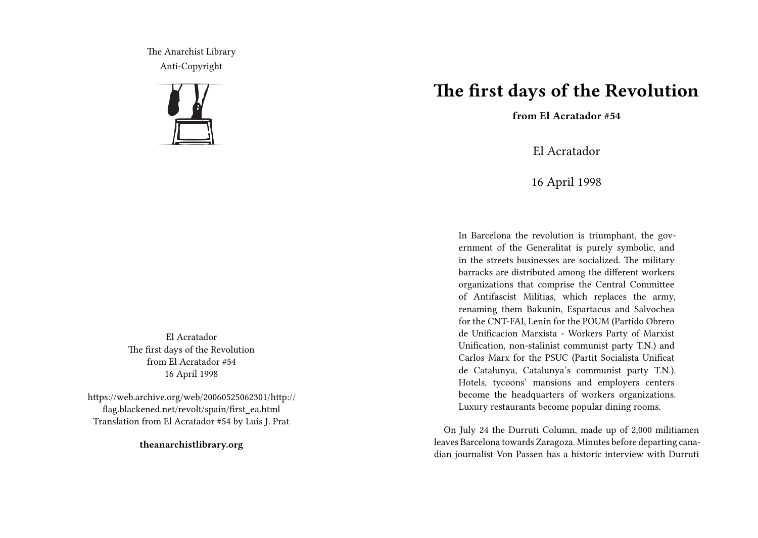The Anarchist Library
Anti-Copyright

El Acratador
The first days of the Revolution
from El Acratador #54
16 April 1998

https://web.archive.org/web/20060525062301/http://flag.blackened.net/revolt/spain/first_ea.html
Translation from El Acratador #54 by Luis J. Prat

**theanarchistlibrary.org**

# The first days of the Revolution

**from El Acratador #54**

El Acratador

16 April 1998

> In Barcelona the revolution is triumphant, the government of the Generalitat is purely symbolic, and in the streets businesses are socialized. The military barracks are distributed among the different workers organizations that comprise the Central Committee of Antifascist Militias, which replaces the army, renaming them Bakunin, Espartacus and Salvochea for the CNT-FAI, Lenin for the POUM (Partido Obrero de Unificacion Marxista - Workers Party of Marxist Unification, non-stalinist communist party T.N.) and Carlos Marx for the PSUC (Partit Socialista Unificat de Catalunya, Catalunya's communist party T.N.). Hotels, tycoons' mansions and employers centers become the headquarters of workers organizations. Luxury restaurants become popular dining rooms.

On July 24 the Durruti Column, made up of 2,000 militiamen leaves Barcelona towards Zaragoza. Minutes before departing canadian journalist Von Passen has a historic interview with Durruti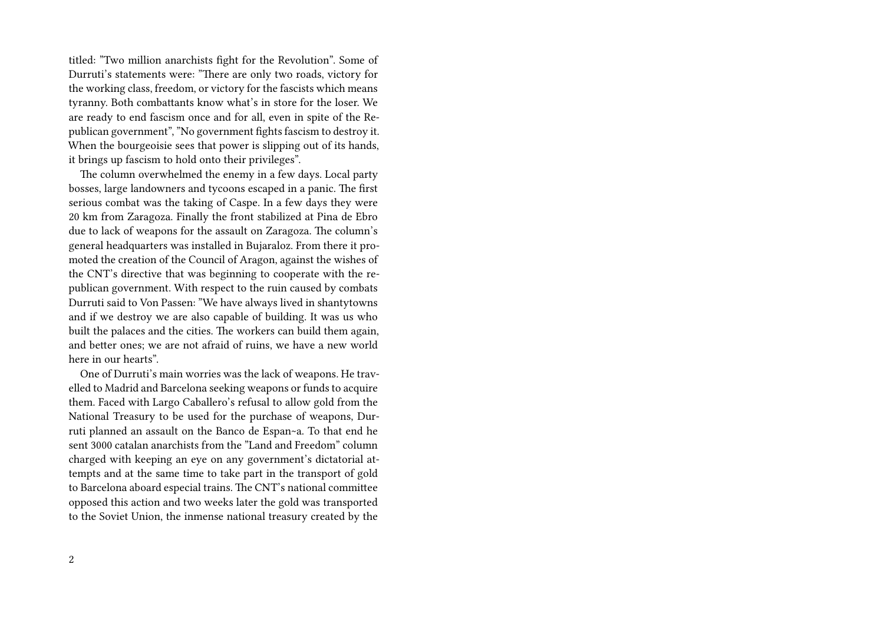titled: "Two million anarchists fight for the Revolution". Some of Durruti's statements were: "There are only two roads, victory for the working class, freedom, or victory for the fascists which means tyranny. Both combattants know what's in store for the loser. We are ready to end fascism once and for all, even in spite of the Republican government", "No government fights fascism to destroy it. When the bourgeoisie sees that power is slipping out of its hands, it brings up fascism to hold onto their privileges".

The column overwhelmed the enemy in a few days. Local party bosses, large landowners and tycoons escaped in a panic. The first serious combat was the taking of Caspe. In a few days they were 20 km from Zaragoza. Finally the front stabilized at Pina de Ebro due to lack of weapons for the assault on Zaragoza. The column's general headquarters was installed in Bujaraloz. From there it promoted the creation of the Council of Aragon, against the wishes of the CNT's directive that was beginning to cooperate with the republican government. With respect to the ruin caused by combats Durruti said to Von Passen: "We have always lived in shantytowns and if we destroy we are also capable of building. It was us who built the palaces and the cities. The workers can build them again, and better ones; we are not afraid of ruins, we have a new world here in our hearts".

One of Durruti's main worries was the lack of weapons. He travelled to Madrid and Barcelona seeking weapons or funds to acquire them. Faced with Largo Caballero's refusal to allow gold from the National Treasury to be used for the purchase of weapons, Durruti planned an assault on the Banco de Espan~a. To that end he sent 3000 catalan anarchists from the "Land and Freedom" column charged with keeping an eye on any government's dictatorial attempts and at the same time to take part in the transport of gold to Barcelona aboard especial trains. The CNT's national committee opposed this action and two weeks later the gold was transported to the Soviet Union, the inmense national treasury created by the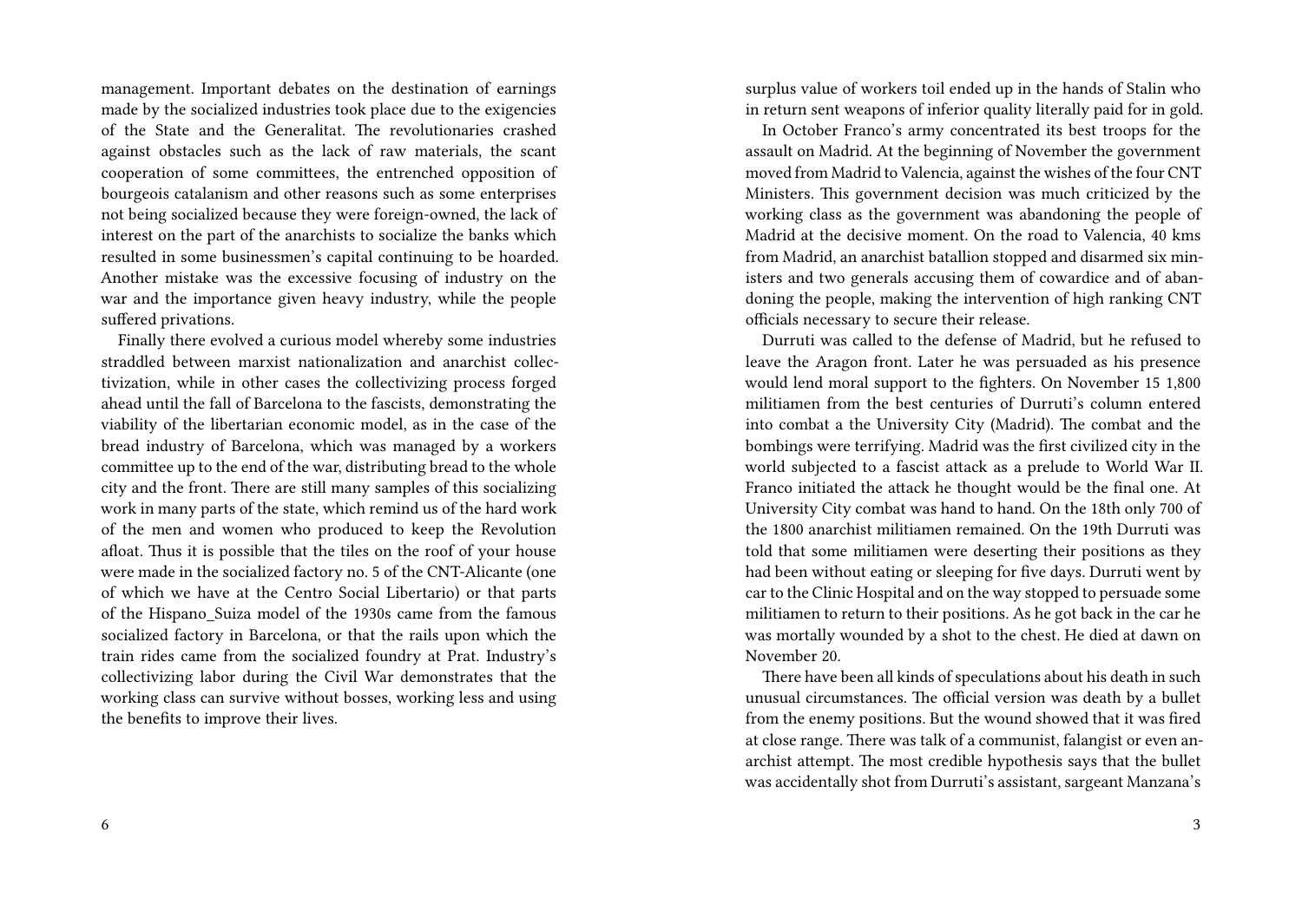management. Important debates on the destination of earnings made by the socialized industries took place due to the exigencies of the State and the Generalitat. The revolutionaries crashed against obstacles such as the lack of raw materials, the scant cooperation of some committees, the entrenched opposition of bourgeois catalanism and other reasons such as some enterprises not being socialized because they were foreign-owned, the lack of interest on the part of the anarchists to socialize the banks which resulted in some businessmen's capital continuing to be hoarded. Another mistake was the excessive focusing of industry on the war and the importance given heavy industry, while the people suffered privations.

Finally there evolved a curious model whereby some industries straddled between marxist nationalization and anarchist collectivization, while in other cases the collectivizing process forged ahead until the fall of Barcelona to the fascists, demonstrating the viability of the libertarian economic model, as in the case of the bread industry of Barcelona, which was managed by a workers committee up to the end of the war, distributing bread to the whole city and the front. There are still many samples of this socializing work in many parts of the state, which remind us of the hard work of the men and women who produced to keep the Revolution afloat. Thus it is possible that the tiles on the roof of your house were made in the socialized factory no. 5 of the CNT-Alicante (one of which we have at the Centro Social Libertario) or that parts of the Hispano_Suiza model of the 1930s came from the famous socialized factory in Barcelona, or that the rails upon which the train rides came from the socialized foundry at Prat. Industry's collectivizing labor during the Civil War demonstrates that the working class can survive without bosses, working less and using the benefits to improve their lives.

surplus value of workers toil ended up in the hands of Stalin who in return sent weapons of inferior quality literally paid for in gold.

In October Franco's army concentrated its best troops for the assault on Madrid. At the beginning of November the government moved from Madrid to Valencia, against the wishes of the four CNT Ministers. This government decision was much criticized by the working class as the government was abandoning the people of Madrid at the decisive moment. On the road to Valencia, 40 kms from Madrid, an anarchist batallion stopped and disarmed six ministers and two generals accusing them of cowardice and of abandoning the people, making the intervention of high ranking CNT officials necessary to secure their release.

Durruti was called to the defense of Madrid, but he refused to leave the Aragon front. Later he was persuaded as his presence would lend moral support to the fighters. On November 15 1,800 militiamen from the best centuries of Durruti's column entered into combat a the University City (Madrid). The combat and the bombings were terrifying. Madrid was the first civilized city in the world subjected to a fascist attack as a prelude to World War II. Franco initiated the attack he thought would be the final one. At University City combat was hand to hand. On the 18th only 700 of the 1800 anarchist militiamen remained. On the 19th Durruti was told that some militiamen were deserting their positions as they had been without eating or sleeping for five days. Durruti went by car to the Clinic Hospital and on the way stopped to persuade some militiamen to return to their positions. As he got back in the car he was mortally wounded by a shot to the chest. He died at dawn on November 20.

There have been all kinds of speculations about his death in such unusual circumstances. The official version was death by a bullet from the enemy positions. But the wound showed that it was fired at close range. There was talk of a communist, falangist or even anarchist attempt. The most credible hypothesis says that the bullet was accidentally shot from Durruti's assistant, sargeant Manzana's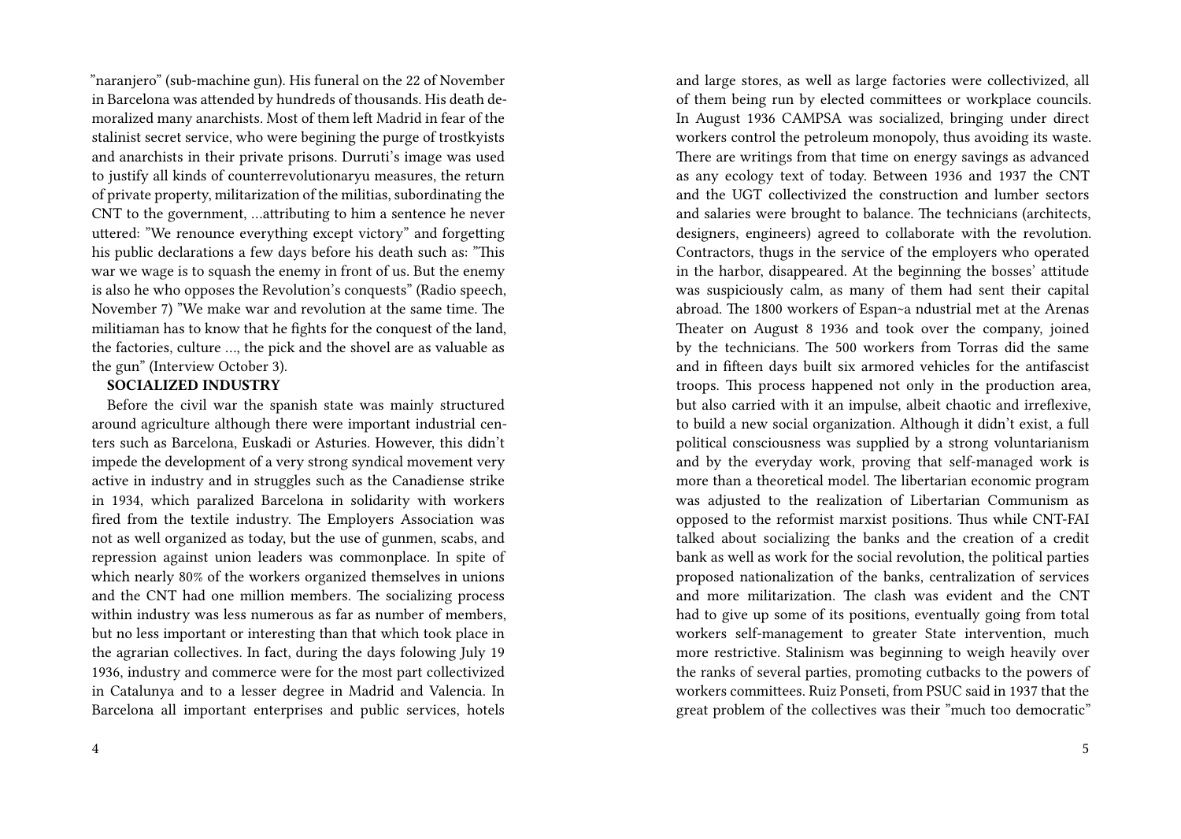"naranjero" (sub-machine gun). His funeral on the 22 of November in Barcelona was attended by hundreds of thousands. His death demoralized many anarchists. Most of them left Madrid in fear of the stalinist secret service, who were begining the purge of trostkyists and anarchists in their private prisons. Durruti's image was used to justify all kinds of counterrevolutionaryu measures, the return of private property, militarization of the militias, subordinating the CNT to the government, …attributing to him a sentence he never uttered: "We renounce everything except victory" and forgetting his public declarations a few days before his death such as: "This war we wage is to squash the enemy in front of us. But the enemy is also he who opposes the Revolution's conquests" (Radio speech, November 7) "We make war and revolution at the same time. The militiaman has to know that he fights for the conquest of the land, the factories, culture …, the pick and the shovel are as valuable as the gun" (Interview October 3).

**SOCIALIZED INDUSTRY**

Before the civil war the spanish state was mainly structured around agriculture although there were important industrial centers such as Barcelona, Euskadi or Asturies. However, this didn't impede the development of a very strong syndical movement very active in industry and in struggles such as the Canadiense strike in 1934, which paralized Barcelona in solidarity with workers fired from the textile industry. The Employers Association was not as well organized as today, but the use of gunmen, scabs, and repression against union leaders was commonplace. In spite of which nearly 80% of the workers organized themselves in unions and the CNT had one million members. The socializing process within industry was less numerous as far as number of members, but no less important or interesting than that which took place in the agrarian collectives. In fact, during the days folowing July 19 1936, industry and commerce were for the most part collectivized in Catalunya and to a lesser degree in Madrid and Valencia. In Barcelona all important enterprises and public services, hotels and large stores, as well as large factories were collectivized, all of them being run by elected committees or workplace councils. In August 1936 CAMPSA was socialized, bringing under direct workers control the petroleum monopoly, thus avoiding its waste. There are writings from that time on energy savings as advanced as any ecology text of today. Between 1936 and 1937 the CNT and the UGT collectivized the construction and lumber sectors and salaries were brought to balance. The technicians (architects, designers, engineers) agreed to collaborate with the revolution. Contractors, thugs in the service of the employers who operated in the harbor, disappeared. At the beginning the bosses' attitude was suspiciously calm, as many of them had sent their capital abroad. The 1800 workers of Espan~a ndustrial met at the Arenas Theater on August 8 1936 and took over the company, joined by the technicians. The 500 workers from Torras did the same and in fifteen days built six armored vehicles for the antifascist troops. This process happened not only in the production area, but also carried with it an impulse, albeit chaotic and irreflexive, to build a new social organization. Although it didn't exist, a full political consciousness was supplied by a strong voluntarianism and by the everyday work, proving that self-managed work is more than a theoretical model. The libertarian economic program was adjusted to the realization of Libertarian Communism as opposed to the reformist marxist positions. Thus while CNT-FAI talked about socializing the banks and the creation of a credit bank as well as work for the social revolution, the political parties proposed nationalization of the banks, centralization of services and more militarization. The clash was evident and the CNT had to give up some of its positions, eventually going from total workers self-management to greater State intervention, much more restrictive. Stalinism was beginning to weigh heavily over the ranks of several parties, promoting cutbacks to the powers of workers committees. Ruiz Ponseti, from PSUC said in 1937 that the great problem of the collectives was their "much too democratic"